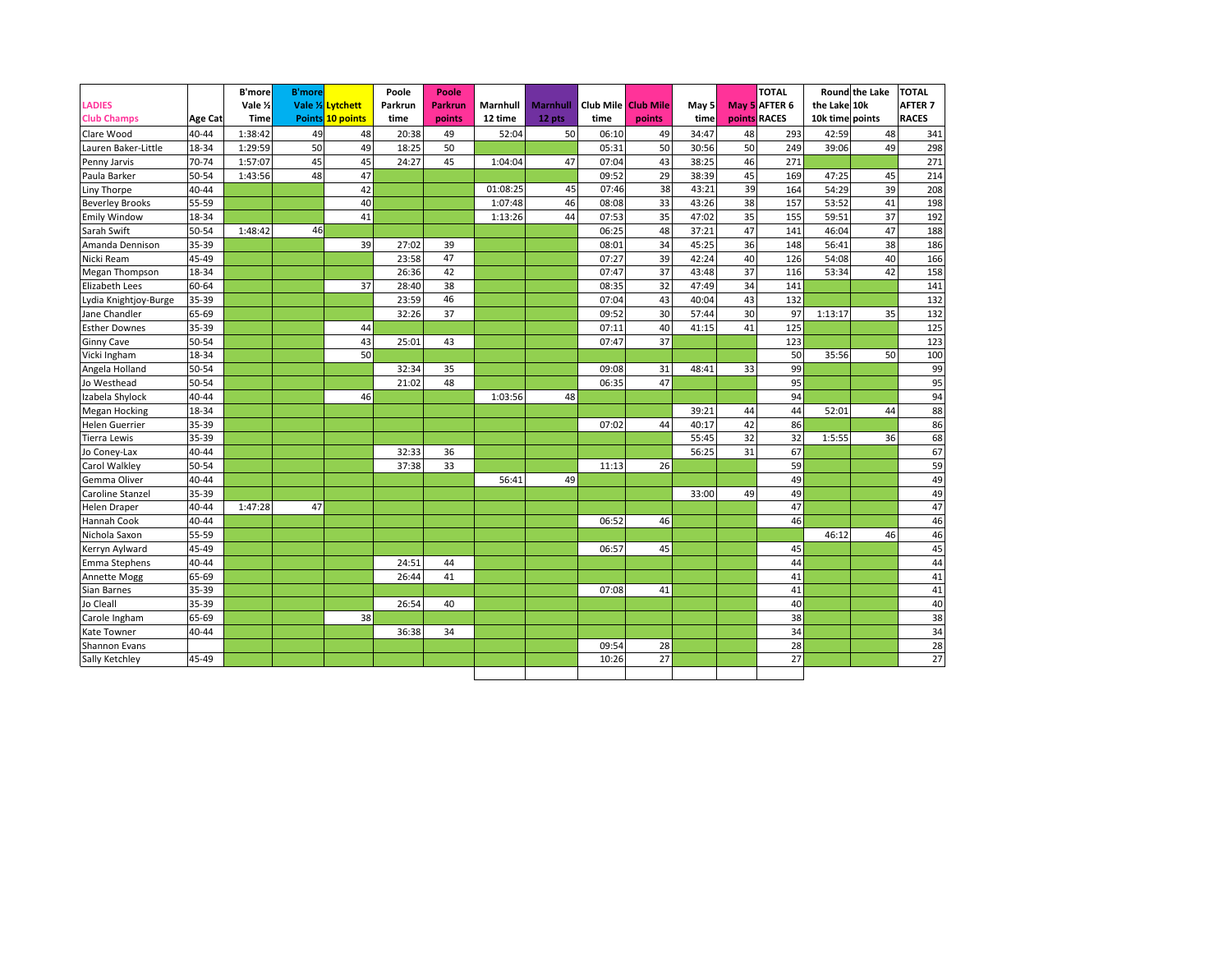| LADIES Club Champs | Age Cat | B'more Vale ½ Time | B'more Vale ½ Points | Lytchett 10 points | Poole Parkrun time | Poole Parkrun points | Marnhull 12 time | Marnhull 12 pts | Club Mile time | Club Mile points | May 5 time | May 5 points | TOTAL AFTER 6 RACES | Round the Lake 10k time | Round the Lake 10k points | TOTAL AFTER 7 RACES |
|---|---|---|---|---|---|---|---|---|---|---|---|---|---|---|---|---|
| Clare Wood | 40-44 | 1:38:42 | 49 | 48 | 20:38 | 49 | 52:04 | 50 | 06:10 | 49 | 34:47 | 48 | 293 | 42:59 | 48 | 341 |
| Lauren Baker-Little | 18-34 | 1:29:59 | 50 | 49 | 18:25 | 50 | | | 05:31 | 50 | 30:56 | 50 | 249 | 39:06 | 49 | 298 |
| Penny Jarvis | 70-74 | 1:57:07 | 45 | 45 | 24:27 | 45 | 1:04:04 | 47 | 07:04 | 43 | 38:25 | 46 | 271 | | | 271 |
| Paula Barker | 50-54 | 1:43:56 | 48 | 47 | | | | | 09:52 | 29 | 38:39 | 45 | 169 | 47:25 | 45 | 214 |
| Liny Thorpe | 40-44 | | | 42 | | | 01:08:25 | 45 | 07:46 | 38 | 43:21 | 39 | 164 | 54:29 | 39 | 208 |
| Beverley Brooks | 55-59 | | | 40 | | | 1:07:48 | 46 | 08:08 | 33 | 43:26 | 38 | 157 | 53:52 | 41 | 198 |
| Emily Window | 18-34 | | | 41 | | | 1:13:26 | 44 | 07:53 | 35 | 47:02 | 35 | 155 | 59:51 | 37 | 192 |
| Sarah Swift | 50-54 | 1:48:42 | 46 | | | | | | 06:25 | 48 | 37:21 | 47 | 141 | 46:04 | 47 | 188 |
| Amanda Dennison | 35-39 | | | 39 | 27:02 | 39 | | | 08:01 | 34 | 45:25 | 36 | 148 | 56:41 | 38 | 186 |
| Nicki Ream | 45-49 | | | | 23:58 | 47 | | | 07:27 | 39 | 42:24 | 40 | 126 | 54:08 | 40 | 166 |
| Megan Thompson | 18-34 | | | | 26:36 | 42 | | | 07:47 | 37 | 43:48 | 37 | 116 | 53:34 | 42 | 158 |
| Elizabeth Lees | 60-64 | | | 37 | 28:40 | 38 | | | 08:35 | 32 | 47:49 | 34 | 141 | | | 141 |
| Lydia Knightjoy-Burge | 35-39 | | | | 23:59 | 46 | | | 07:04 | 43 | 40:04 | 43 | 132 | | | 132 |
| Jane Chandler | 65-69 | | | | 32:26 | 37 | | | 09:52 | 30 | 57:44 | 30 | 97 | 1:13:17 | 35 | 132 |
| Esther Downes | 35-39 | | | 44 | | | | | 07:11 | 40 | 41:15 | 41 | 125 | | | 125 |
| Ginny Cave | 50-54 | | | 43 | 25:01 | 43 | | | 07:47 | 37 | | | 123 | | | 123 |
| Vicki Ingham | 18-34 | | | 50 | | | | | | | | | 50 | 35:56 | 50 | 100 |
| Angela Holland | 50-54 | | | | 32:34 | 35 | | | 09:08 | 31 | 48:41 | 33 | 99 | | | 99 |
| Jo Westhead | 50-54 | | | | 21:02 | 48 | | | 06:35 | 47 | | | 95 | | | 95 |
| Izabela Shylock | 40-44 | | | 46 | | | 1:03:56 | 48 | | | | | 94 | | | 94 |
| Megan Hocking | 18-34 | | | | | | | | | | 39:21 | 44 | 44 | 52:01 | 44 | 88 |
| Helen Guerrier | 35-39 | | | | | | | | 07:02 | 44 | 40:17 | 42 | 86 | | | 86 |
| Tierra Lewis | 35-39 | | | | | | | | | | 55:45 | 32 | 32 | 1:5:55 | 36 | 68 |
| Jo Coney-Lax | 40-44 | | | | 32:33 | 36 | | | | | 56:25 | 31 | 67 | | | 67 |
| Carol Walkley | 50-54 | | | | 37:38 | 33 | | | 11:13 | 26 | | | 59 | | | 59 |
| Gemma Oliver | 40-44 | | | | | | 56:41 | 49 | | | | | 49 | | | 49 |
| Caroline Stanzel | 35-39 | | | | | | | | | | 33:00 | 49 | 49 | | | 49 |
| Helen Draper | 40-44 | 1:47:28 | 47 | | | | | | | | | | 47 | | | 47 |
| Hannah Cook | 40-44 | | | | | | | | 06:52 | 46 | | | 46 | | | 46 |
| Nichola Saxon | 55-59 | | | | | | | | | | | | | 46:12 | 46 | 46 |
| Kerryn Aylward | 45-49 | | | | | | | | 06:57 | 45 | | | 45 | | | 45 |
| Emma Stephens | 40-44 | | | | 24:51 | 44 | | | | | | | 44 | | | 44 |
| Annette Mogg | 65-69 | | | | 26:44 | 41 | | | | | | | 41 | | | 41 |
| Sian Barnes | 35-39 | | | | | | | | 07:08 | 41 | | | 41 | | | 41 |
| Jo Cleall | 35-39 | | | | 26:54 | 40 | | | | | | | 40 | | | 40 |
| Carole Ingham | 65-69 | | | 38 | | | | | | | | | 38 | | | 38 |
| Kate Towner | 40-44 | | | | 36:38 | 34 | | | | | | | 34 | | | 34 |
| Shannon Evans | | | | | | | | | 09:54 | 28 | | | 28 | | | 28 |
| Sally Ketchley | 45-49 | | | | | | | | 10:26 | 27 | | | 27 | | | 27 |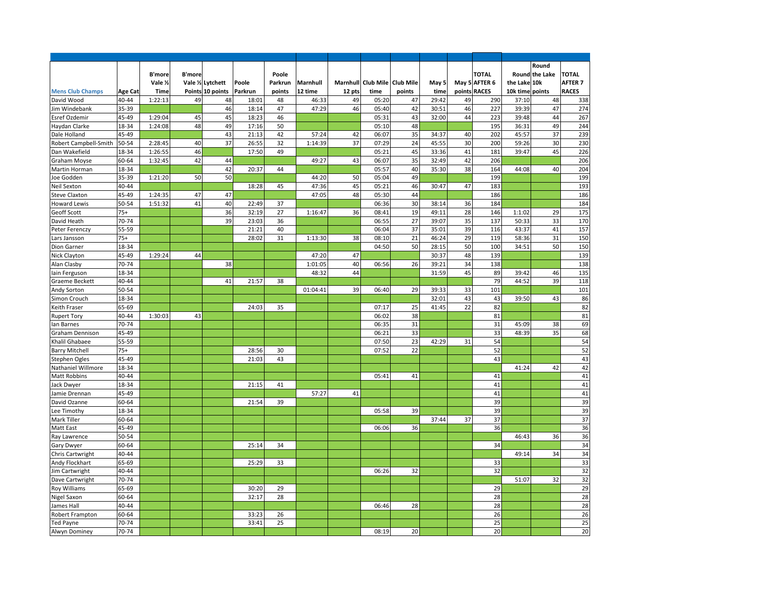| Mens Club Champs | Age Cat | B'more Vale ½ Time | B'more Vale ½ Points | Lytchett 10 points | Poole Parkrun | Poole Parkrun points | Marnhull 12 time | Marnhull 12 pts | Club Mile time | Club Mile points | May 5 time | May 5 points | TOTAL AFTER 6 RACES | Round the Lake 10k time | Round the Lake 10k points | TOTAL AFTER 7 RACES |
|---|---|---|---|---|---|---|---|---|---|---|---|---|---|---|---|---|
| David Wood | 40-44 | 1:22:13 | 49 | 48 | 18:01 | 48 | 46:33 | 49 | 05:20 | 47 | 29:42 | 49 | 290 | 37:10 | 48 | 338 |
| Jim Windebank | 35-39 | | | 46 | 18:14 | 47 | 47:29 | 46 | 05:40 | 42 | 30:51 | 46 | 227 | 39:39 | 47 | 274 |
| Esref Ozdemir | 45-49 | 1:29:04 | 45 | 45 | 18:23 | 46 | | | 05:31 | 43 | 32:00 | 44 | 223 | 39:48 | 44 | 267 |
| Haydan Clarke | 18-34 | 1:24:08 | 48 | 49 | 17:16 | 50 | | | 05:10 | 48 | | | 195 | 36:31 | 49 | 244 |
| Dale Holland | 45-49 | | | 43 | 21:13 | 42 | 57:24 | 42 | 06:07 | 35 | 34:37 | 40 | 202 | 45:57 | 37 | 239 |
| Robert Campbell-Smith | 50-54 | 2:28:45 | 40 | 37 | 26:55 | 32 | 1:14:39 | 37 | 07:29 | 24 | 45:55 | 30 | 200 | 59:26 | 30 | 230 |
| Dan Wakefield | 18-34 | 1:26:55 | 46 | | 17:50 | 49 | | | 05:21 | 45 | 33:36 | 41 | 181 | 39:47 | 45 | 226 |
| Graham Moyse | 60-64 | 1:32:45 | 42 | 44 | | | 49:27 | 43 | 06:07 | 35 | 32:49 | 42 | 206 | | | 206 |
| Martin Horman | 18-34 | | | 42 | 20:37 | 44 | | | 05:57 | 40 | 35:30 | 38 | 164 | 44:08 | 40 | 204 |
| Joe Godden | 35-39 | 1:21:20 | 50 | 50 | | | 44:20 | 50 | 05:04 | 49 | | | 199 | | | 199 |
| Neil Sexton | 40-44 | | | | 18:28 | 45 | 47:36 | 45 | 05:21 | 46 | 30:47 | 47 | 183 | | | 193 |
| Steve Claxton | 45-49 | 1:24:35 | 47 | 47 | | | 47:05 | 48 | 05:30 | 44 | | | 186 | | | 186 |
| Howard Lewis | 50-54 | 1:51:32 | 41 | 40 | 22:49 | 37 | | | 06:36 | 30 | 38:14 | 36 | 184 | | | 184 |
| Geoff Scott | 75+ | | | 36 | 32:19 | 27 | 1:16:47 | 36 | 08:41 | 19 | 49:11 | 28 | 146 | 1:1:02 | 29 | 175 |
| David Heath | 70-74 | | | 39 | 23:03 | 36 | | | 06:55 | 27 | 39:07 | 35 | 137 | 50:33 | 33 | 170 |
| Peter Ferenczy | 55-59 | | | | 21:21 | 40 | | | 06:04 | 37 | 35:01 | 39 | 116 | 43:37 | 41 | 157 |
| Lars Jansson | 75+ | | | | 28:02 | 31 | 1:13:30 | 38 | 08:10 | 21 | 46:24 | 29 | 119 | 58:36 | 31 | 150 |
| Dion Garner | 18-34 | | | | | | | | 04:50 | 50 | 28:15 | 50 | 100 | 34:51 | 50 | 150 |
| Nick Clayton | 45-49 | 1:29:24 | 44 | | | | 47:20 | 47 | | | 30:37 | 48 | 139 | | | 139 |
| Alan Clasby | 70-74 | | | 38 | | | 1:01:05 | 40 | 06:56 | 26 | 39:21 | 34 | 138 | | | 138 |
| Iain Ferguson | 18-34 | | | | | | 48:32 | 44 | | | 31:59 | 45 | 89 | 39:42 | 46 | 135 |
| Graeme Beckett | 40-44 | | | 41 | 21:57 | 38 | | | | | | | 79 | 44:52 | 39 | 118 |
| Andy Sorton | 50-54 | | | | | | 01:04:41 | 39 | 06:40 | 29 | 39:33 | 33 | 101 | | | 101 |
| Simon Crouch | 18-34 | | | | | | | | | | 32:01 | 43 | 43 | 39:50 | 43 | 86 |
| Keith Fraser | 65-69 | | | | 24:03 | 35 | | | 07:17 | 25 | 41:45 | 22 | 82 | | | 82 |
| Rupert Tory | 40-44 | 1:30:03 | 43 | | | | | | 06:02 | 38 | | | 81 | | | 81 |
| Ian Barnes | 70-74 | | | | | | | | 06:35 | 31 | | | 31 | 45:09 | 38 | 69 |
| Graham Dennison | 45-49 | | | | | | | | 06:21 | 33 | | | 33 | 48:39 | 35 | 68 |
| Khalil Ghabaee | 55-59 | | | | | | | | 07:50 | 23 | 42:29 | 31 | 54 | | | 54 |
| Barry Mitchell | 75+ | | | | 28:56 | 30 | | | 07:52 | 22 | | | 52 | | | 52 |
| Stephen Ogles | 45-49 | | | | 21:03 | 43 | | | | | | | 43 | | | 43 |
| Nathaniel Willmore | 18-34 | | | | | | | | | | | | | 41:24 | 42 | 42 |
| Matt Robbins | 40-44 | | | | | | | | 05:41 | 41 | | | 41 | | | 41 |
| Jack Dwyer | 18-34 | | | | 21:15 | 41 | | | | | | | 41 | | | 41 |
| Jamie Drennan | 45-49 | | | | | | 57:27 | 41 | | | | | 41 | | | 41 |
| David Ozanne | 60-64 | | | | 21:54 | 39 | | | | | | | 39 | | | 39 |
| Lee Timothy | 18-34 | | | | | | | | 05:58 | 39 | | | 39 | | | 39 |
| Mark Tiller | 60-64 | | | | | | | | | | 37:44 | 37 | 37 | | | 37 |
| Matt East | 45-49 | | | | | | | | 06:06 | 36 | | | 36 | | | 36 |
| Ray Lawrence | 50-54 | | | | | | | | | | | | | 46:43 | 36 | 36 |
| Gary Dwyer | 60-64 | | | | 25:14 | 34 | | | | | | | 34 | | | 34 |
| Chris Cartwright | 40-44 | | | | | | | | | | | | | 49:14 | 34 | 34 |
| Andy Flockhart | 65-69 | | | | 25:29 | 33 | | | | | | | 33 | | | 33 |
| Jim Cartwright | 40-44 | | | | | | | | 06:26 | 32 | | | 32 | | | 32 |
| Dave Cartwright | 70-74 | | | | | | | | | | | | | 51:07 | 32 | 32 |
| Roy Williams | 65-69 | | | | 30:20 | 29 | | | | | | | 29 | | | 29 |
| Nigel Saxon | 60-64 | | | | 32:17 | 28 | | | | | | | 28 | | | 28 |
| James Hall | 40-44 | | | | | | | | 06:46 | 28 | | | 28 | | | 28 |
| Robert Frampton | 60-64 | | | | 33:23 | 26 | | | | | | | 26 | | | 26 |
| Ted Payne | 70-74 | | | | 33:41 | 25 | | | | | | | 25 | | | 25 |
| Alwyn Dominey | 70-74 | | | | | | | | 08:19 | 20 | | | 20 | | | 20 |